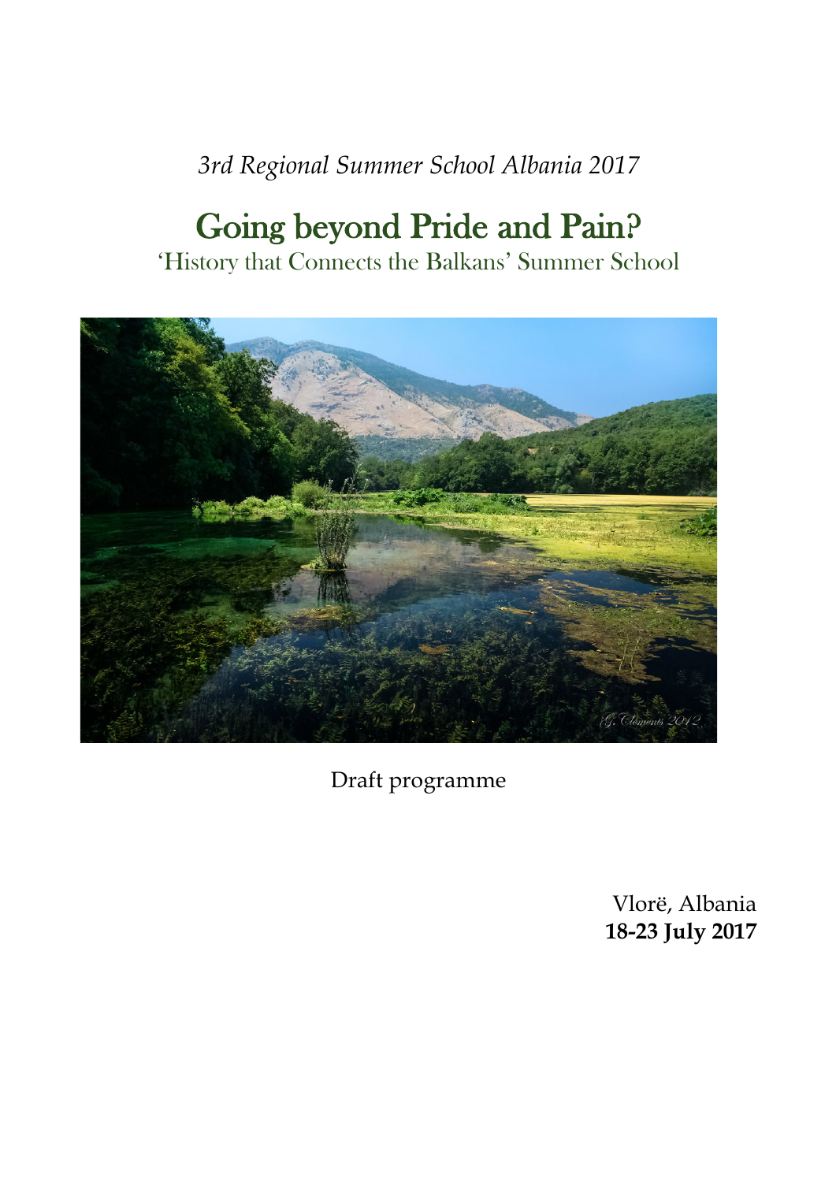*3rd Regional Summer School Albania 2017*

# Going beyond Pride and Pain?

'History that Connects the Balkans' Summer School

Draft programme

Vlorë, Albania
**18-23 July 2017**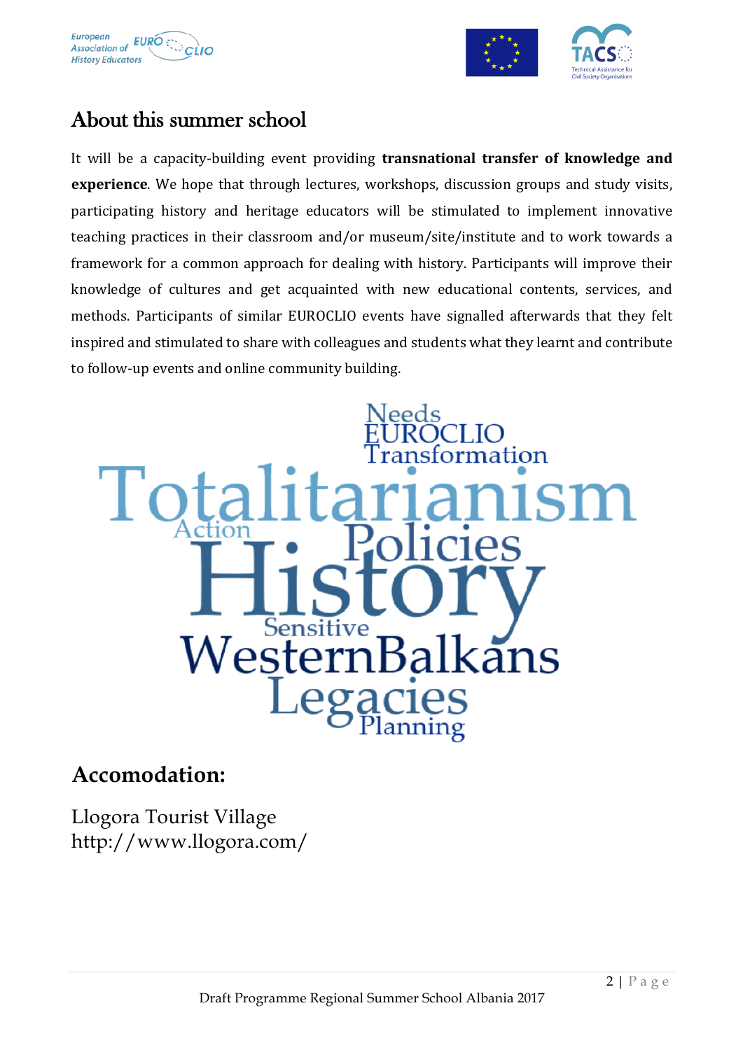## About this summer school

It will be a capacity-building event providing **transnational transfer of knowledge and experience**. We hope that through lectures, workshops, discussion groups and study visits, participating history and heritage educators will be stimulated to implement innovative teaching practices in their classroom and/or museum/site/institute and to work towards a framework for a common approach for dealing with history. Participants will improve their knowledge of cultures and get acquainted with new educational contents, services, and methods. Participants of similar EUROCLIO events have signalled afterwards that they felt inspired and stimulated to share with colleagues and students what they learnt and contribute to follow-up events and online community building.

Needs EUROCLIO Transformation Totalitarianism Action Policies History Sensitive WesternBalkans Legacies Planning

## Accomodation:

Llogora Tourist Village
http://www.llogora.com/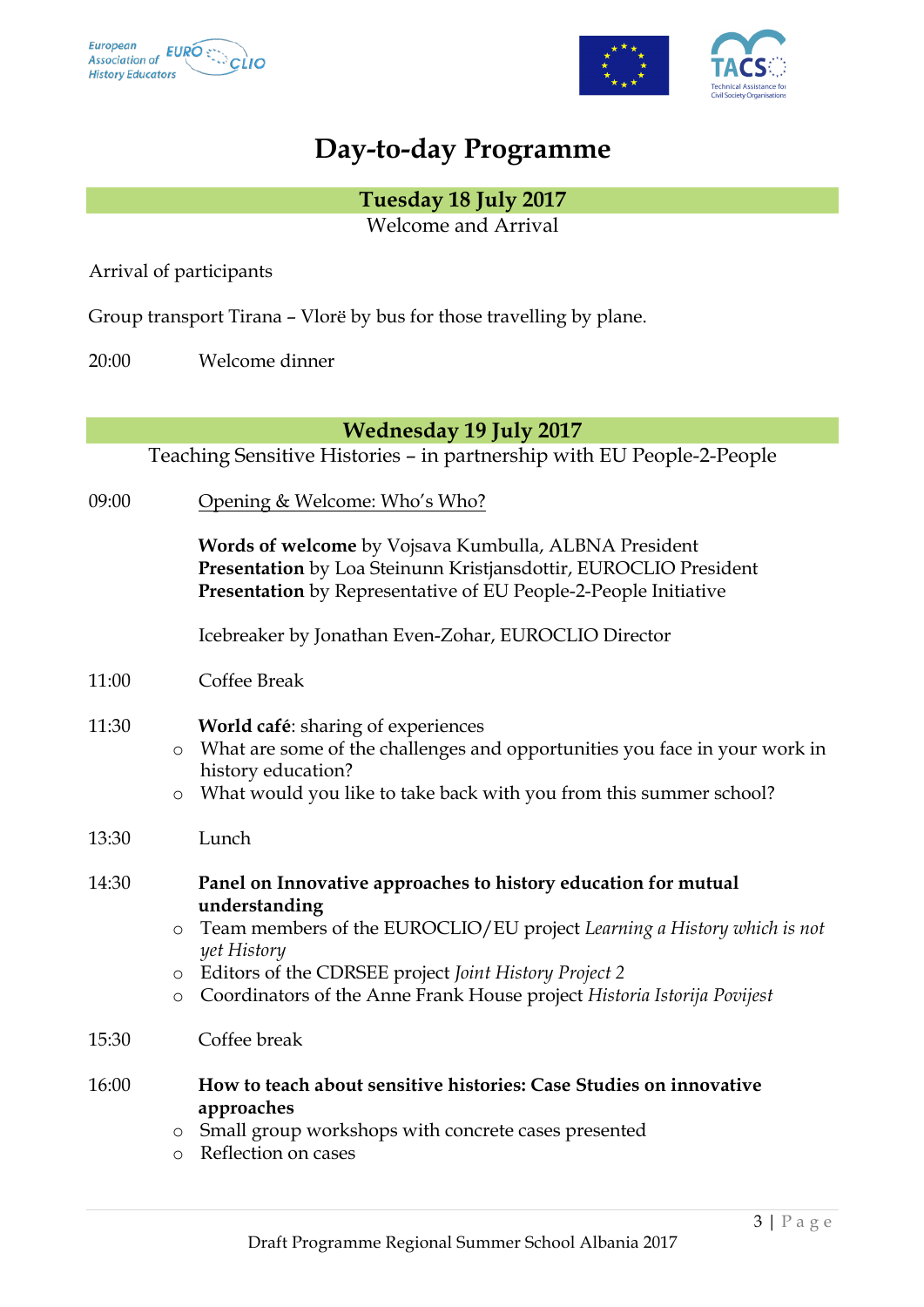# Day-to-day Programme

## Tuesday 18 July 2017

Welcome and Arrival

Arrival of participants

Group transport Tirana – Vlorë by bus for those travelling by plane.

20:00 Welcome dinner

## Wednesday 19 July 2017

Teaching Sensitive Histories – in partnership with EU People-2-People

09:00 Opening & Welcome: Who's Who?

**Words of welcome** by Vojsava Kumbulla, ALBNA President
**Presentation** by Loa Steinunn Kristjansdottir, EUROCLIO President
**Presentation** by Representative of EU People-2-People Initiative

Icebreaker by Jonathan Even-Zohar, EUROCLIO Director

11:00 Coffee Break

11:30 **World café**: sharing of experiences

- What are some of the challenges and opportunities you face in your work in history education?
- What would you like to take back with you from this summer school?

13:30 Lunch

14:30 **Panel on Innovative approaches to history education for mutual understanding**

- Team members of the EUROCLIO/EU project *Learning a History which is not yet History*
- Editors of the CDRSEE project *Joint History Project 2*
- Coordinators of the Anne Frank House project *Historia Istorija Povijest*

15:30 Coffee break

16:00 **How to teach about sensitive histories: Case Studies on innovative approaches**

- Small group workshops with concrete cases presented
- Reflection on cases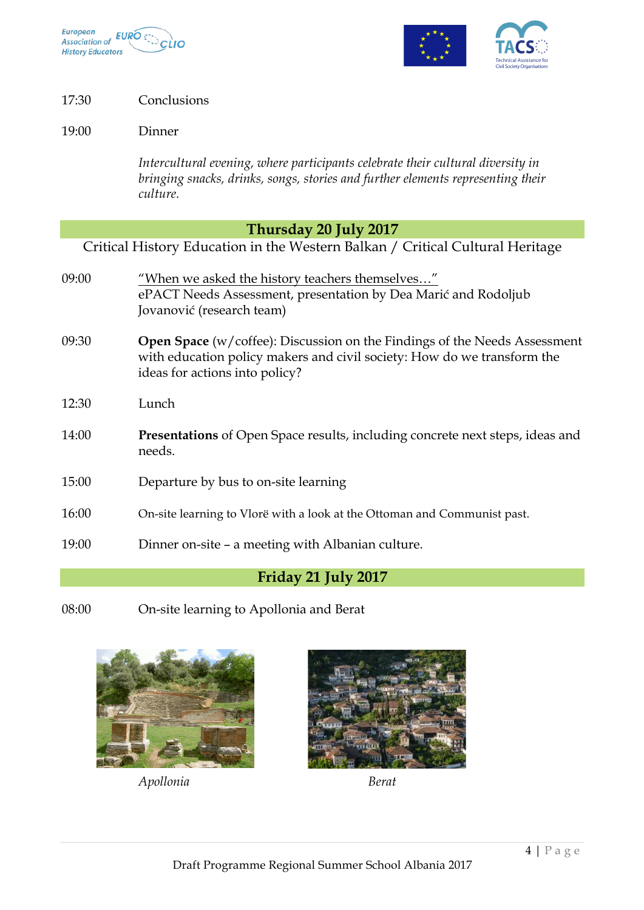17:30 Conclusions

19:00 Dinner

*Intercultural evening, where participants celebrate their cultural diversity in bringing snacks, drinks, songs, stories and further elements representing their culture.*

## Thursday 20 July 2017

Critical History Education in the Western Balkan / Critical Cultural Heritage

09:00 "When we asked the history teachers themselves…"
ePACT Needs Assessment, presentation by Dea Marić and Rodoljub Jovanović (research team)

09:30 **Open Space** (w/coffee): Discussion on the Findings of the Needs Assessment with education policy makers and civil society: How do we transform the ideas for actions into policy?

12:30 Lunch

14:00 **Presentations** of Open Space results, including concrete next steps, ideas and needs.

15:00 Departure by bus to on-site learning

16:00 On-site learning to Vlorë with a look at the Ottoman and Communist past.

19:00 Dinner on-site – a meeting with Albanian culture.

## Friday 21 July 2017

08:00 On-site learning to Apollonia and Berat

*Apollonia*

*Berat*

Draft Programme Regional Summer School Albania 2017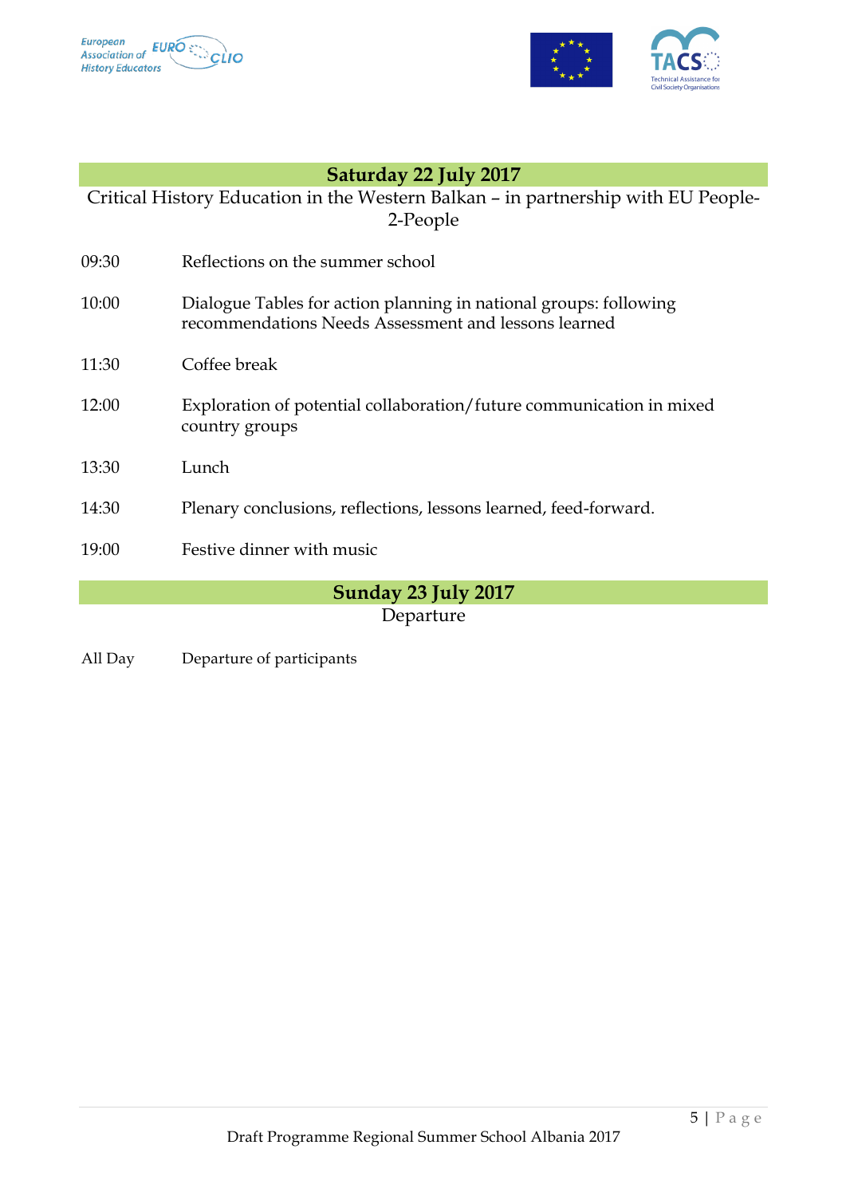## Saturday 22 July 2017

Critical History Education in the Western Balkan – in partnership with EU People-2-People

| | |
|---|---|
| 09:30 | Reflections on the summer school |
| 10:00 | Dialogue Tables for action planning in national groups: following recommendations Needs Assessment and lessons learned |
| 11:30 | Coffee break |
| 12:00 | Exploration of potential collaboration/future communication in mixed country groups |
| 13:30 | Lunch |
| 14:30 | Plenary conclusions, reflections, lessons learned, feed-forward. |
| 19:00 | Festive dinner with music |

## Sunday 23 July 2017

Departure

| | |
|---|---|
| All Day | Departure of participants |